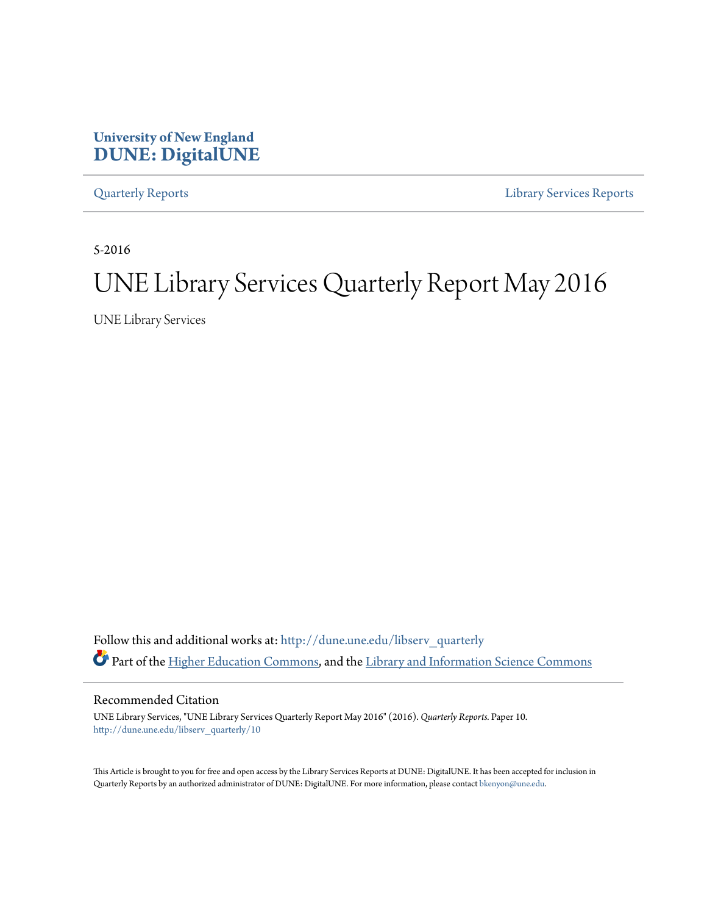University of New England
**DUNE: DigitalUNE**

Quarterly Reports | Library Services Reports

5-2016

# UNE Library Services Quarterly Report May 2016

UNE Library Services

Follow this and additional works at: http://dune.une.edu/libserv_quarterly

Part of the Higher Education Commons, and the Library and Information Science Commons

## Recommended Citation

UNE Library Services, "UNE Library Services Quarterly Report May 2016" (2016). *Quarterly Reports*. Paper 10.
http://dune.une.edu/libserv_quarterly/10

This Article is brought to you for free and open access by the Library Services Reports at DUNE: DigitalUNE. It has been accepted for inclusion in Quarterly Reports by an authorized administrator of DUNE: DigitalUNE. For more information, please contact bkenyon@une.edu.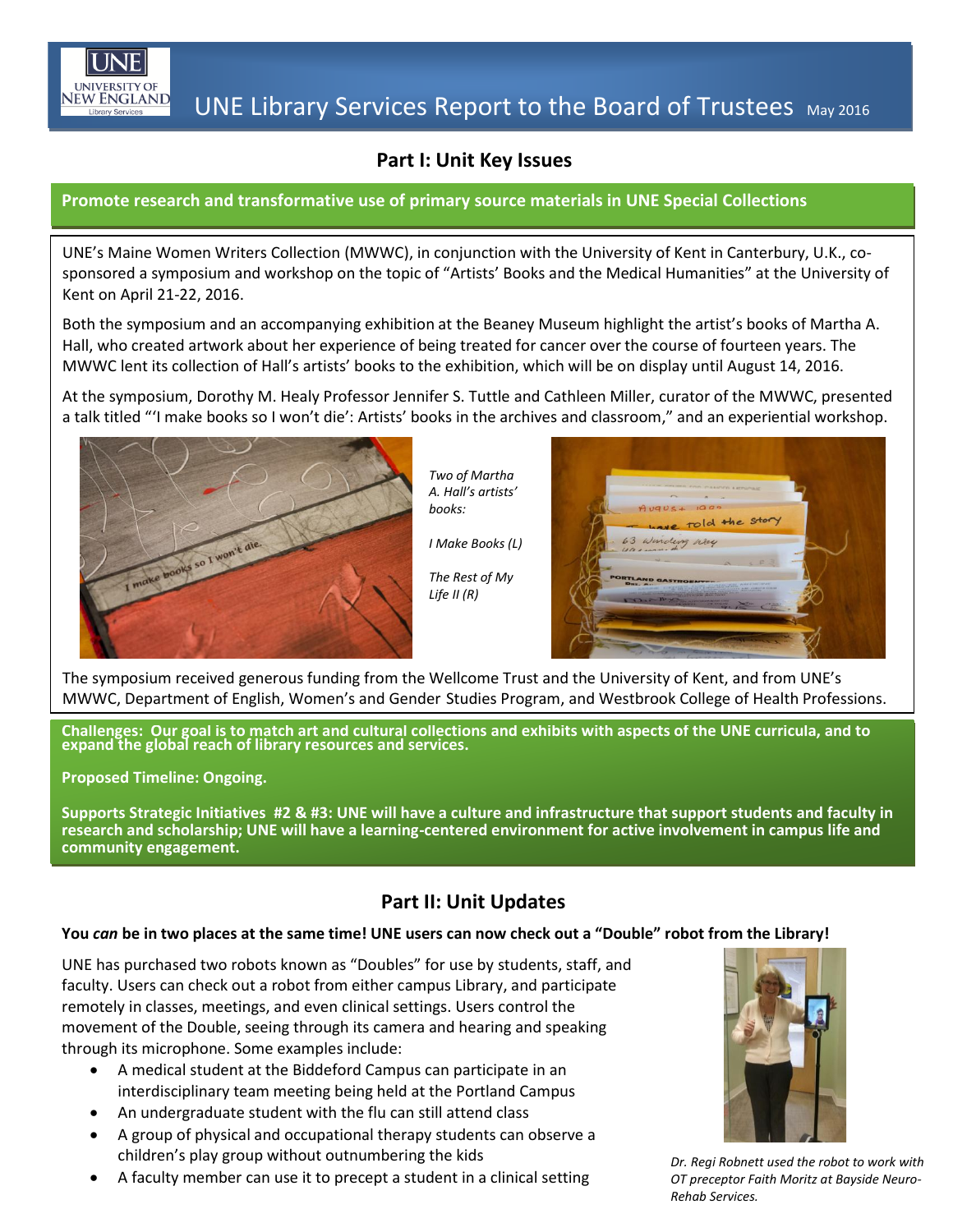# UNE Library Services Report to the Board of Trustees May 2016

## Part I: Unit Key Issues

### Promote research and transformative use of primary source materials in UNE Special Collections

UNE's Maine Women Writers Collection (MWWC), in conjunction with the University of Kent in Canterbury, U.K., co-sponsored a symposium and workshop on the topic of "Artists' Books and the Medical Humanities" at the University of Kent on April 21-22, 2016.

Both the symposium and an accompanying exhibition at the Beaney Museum highlight the artist's books of Martha A. Hall, who created artwork about her experience of being treated for cancer over the course of fourteen years. The MWWC lent its collection of Hall's artists' books to the exhibition, which will be on display until August 14, 2016.

At the symposium, Dorothy M. Healy Professor Jennifer S. Tuttle and Cathleen Miller, curator of the MWWC, presented a talk titled "'I make books so I won't die': Artists' books in the archives and classroom," and an experiential workshop.

*Two of Martha A. Hall's artists' books:*

*I Make Books (L)*

*The Rest of My Life II (R)*

The symposium received generous funding from the Wellcome Trust and the University of Kent, and from UNE's MWWC, Department of English, Women's and Gender Studies Program, and Westbrook College of Health Professions.

**Challenges: Our goal is to match art and cultural collections and exhibits with aspects of the UNE curricula, and to expand the global reach of library resources and services.**

**Proposed Timeline: Ongoing.**

**Supports Strategic Initiatives #2 & #3: UNE will have a culture and infrastructure that support students and faculty in research and scholarship; UNE will have a learning-centered environment for active involvement in campus life and community engagement.**

## Part II: Unit Updates

**You *can* be in two places at the same time! UNE users can now check out a "Double" robot from the Library!**

UNE has purchased two robots known as "Doubles" for use by students, staff, and faculty. Users can check out a robot from either campus Library, and participate remotely in classes, meetings, and even clinical settings. Users control the movement of the Double, seeing through its camera and hearing and speaking through its microphone. Some examples include:

- A medical student at the Biddeford Campus can participate in an interdisciplinary team meeting being held at the Portland Campus
- An undergraduate student with the flu can still attend class
- A group of physical and occupational therapy students can observe a children's play group without outnumbering the kids
- A faculty member can use it to precept a student in a clinical setting

*Dr. Regi Robnett used the robot to work with OT preceptor Faith Moritz at Bayside Neuro-Rehab Services.*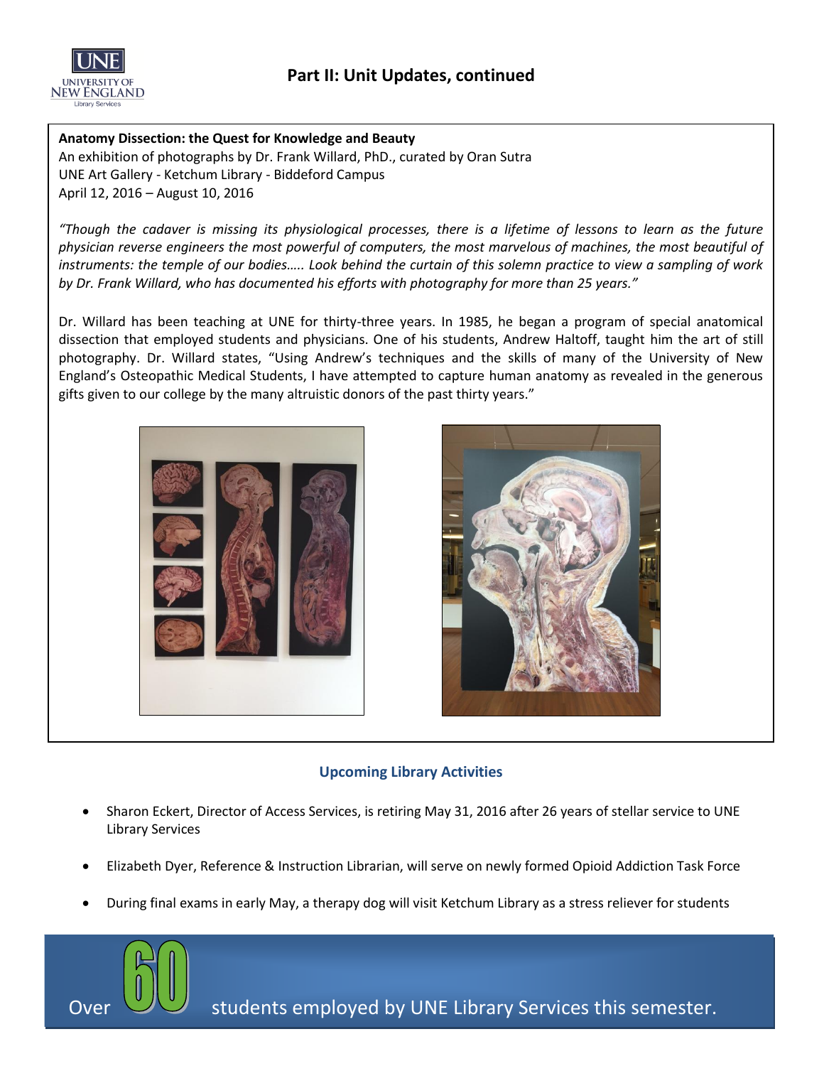## Part II: Unit Updates, continued

**Anatomy Dissection: the Quest for Knowledge and Beauty**
An exhibition of photographs by Dr. Frank Willard, PhD., curated by Oran Sutra
UNE Art Gallery - Ketchum Library - Biddeford Campus
April 12, 2016 – August 10, 2016

*"Though the cadaver is missing its physiological processes, there is a lifetime of lessons to learn as the future physician reverse engineers the most powerful of computers, the most marvelous of machines, the most beautiful of instruments: the temple of our bodies….. Look behind the curtain of this solemn practice to view a sampling of work by Dr. Frank Willard, who has documented his efforts with photography for more than 25 years."*

Dr. Willard has been teaching at UNE for thirty-three years. In 1985, he began a program of special anatomical dissection that employed students and physicians. One of his students, Andrew Haltoff, taught him the art of still photography. Dr. Willard states, "Using Andrew's techniques and the skills of many of the University of New England's Osteopathic Medical Students, I have attempted to capture human anatomy as revealed in the generous gifts given to our college by the many altruistic donors of the past thirty years."

### Upcoming Library Activities

- Sharon Eckert, Director of Access Services, is retiring May 31, 2016 after 26 years of stellar service to UNE Library Services
- Elizabeth Dyer, Reference & Instruction Librarian, will serve on newly formed Opioid Addiction Task Force
- During final exams in early May, a therapy dog will visit Ketchum Library as a stress reliever for students

Over 60 students employed by UNE Library Services this semester.